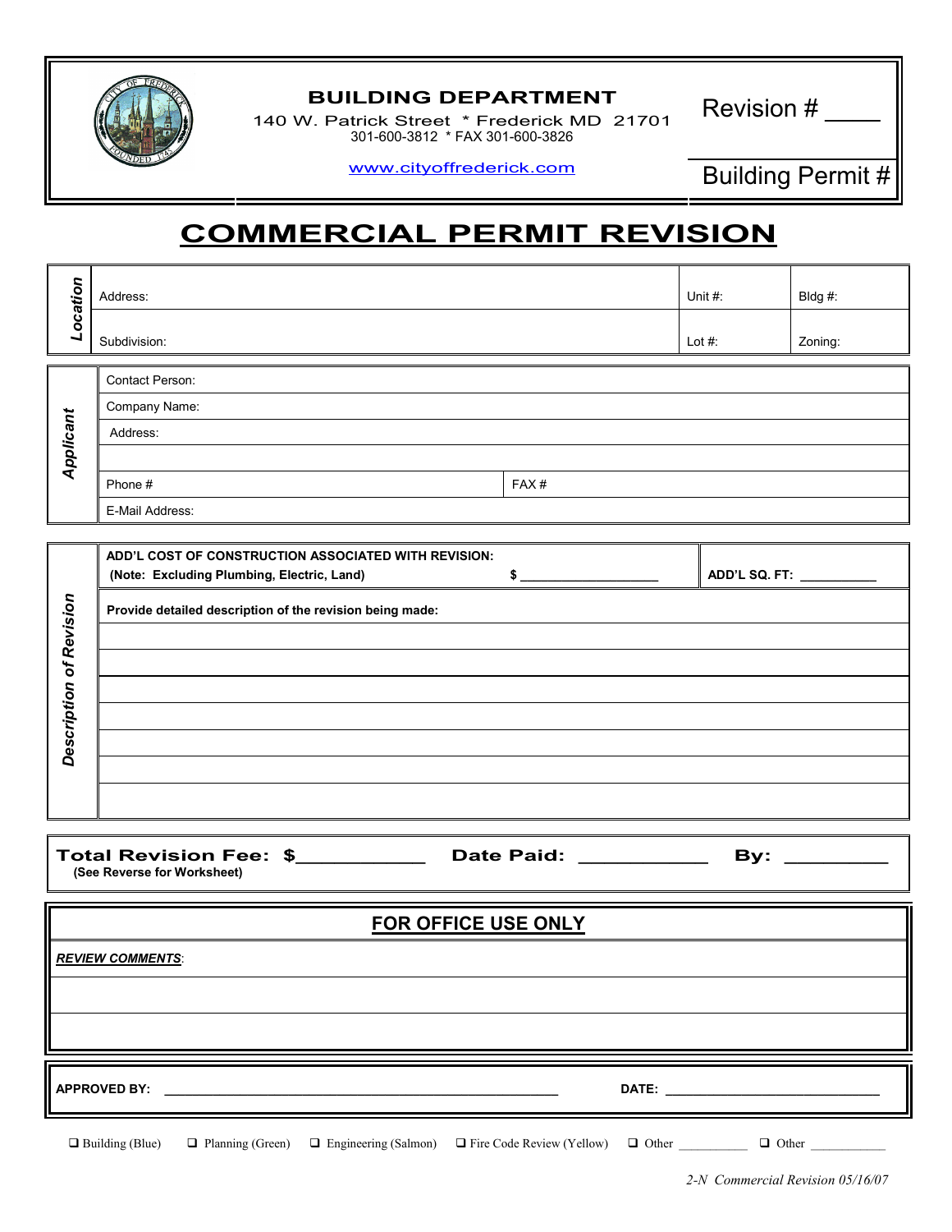**BUILDING DEPARTMENT**
140 W. Patrick Street * Frederick MD 21701
301-600-3812 * FAX 301-600-3826

www.cityoffrederick.com

Revision # _____

Building Permit #

# COMMERCIAL PERMIT REVISION

| *Location* | | | |
|---|---|---|---|
| | Address: | Unit #: | Bldg #: |
| | Subdivision: | Lot #: | Zoning: |

| *Applicant* | | |
|---|---|---|
| | Contact Person: | |
| | Company Name: | |
| | Address: | |
| | | |
| | Phone # | FAX # |
| | E-Mail Address: | |

| *Description of Revision* | | |
|---|---|---|
| | **ADD'L COST OF CONSTRUCTION ASSOCIATED WITH REVISION:** **(Note: Excluding Plumbing, Electric, Land)** **$ ___________________** | **ADD'L SQ. FT: __________** |
| | **Provide detailed description of the revision being made:** | |
| | | |
| | | |
| | | |
| | | |
| | | |
| | | |
| | | |

**Total Revision Fee: $___________** **Date Paid: ___________** **By: __________**
**(See Reverse for Worksheet)**

## FOR OFFICE USE ONLY

***REVIEW COMMENTS***:

**APPROVED BY:** ______________________________________________ **DATE:** ___________________________

❑ Building (Blue) ❑ Planning (Green) ❑ Engineering (Salmon) ❑ Fire Code Review (Yellow) ❑ Other __________ ❑ Other __________

*2-N Commercial Revision 05/16/07*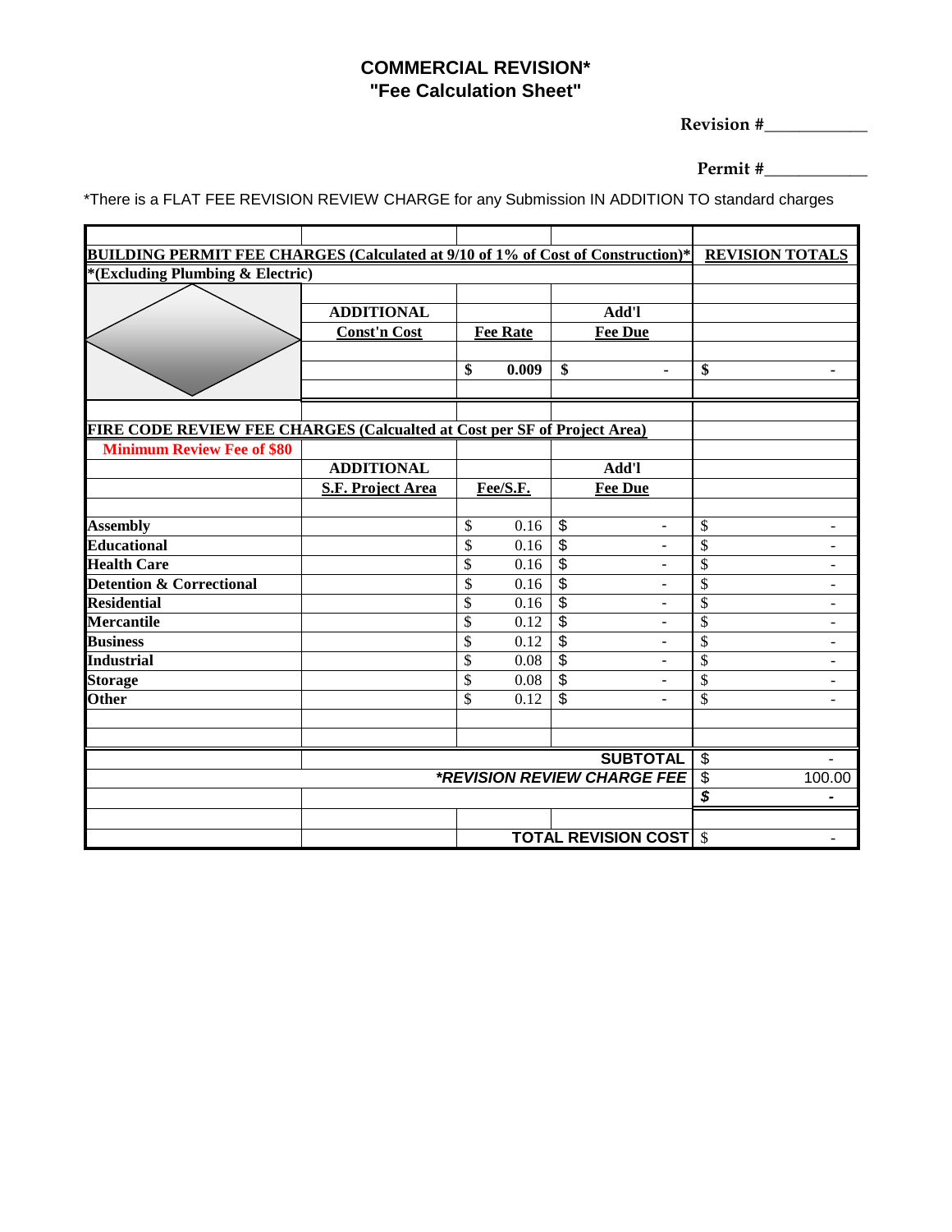# COMMERCIAL REVISION*
## "Fee Calculation Sheet"

**Revision #**____________

**Permit #**____________

*There is a FLAT FEE REVISION REVIEW CHARGE for any Submission IN ADDITION TO standard charges

| | | | | |
|---|---|---|---|---|
| **BUILDING PERMIT FEE CHARGES (Calculated at 9/10 of 1% of Cost of Construction)*** | | | | **REVISION TOTALS** |
| ***(Excluding Plumbing & Electric)** | | | | |
| | **ADDITIONAL** | | **Add'l** | |
| | **Const'n Cost** | **Fee Rate** | **Fee Due** | |
| | | **$ 0.009** | **$ -** | **$ -** |
| **FIRE CODE REVIEW FEE CHARGES (Calcualted at Cost per SF of Project Area)** | | | | |
| **Minimum Review Fee of $80** | | | | |
| | **ADDITIONAL** | | **Add'l** | |
| | **S.F. Project Area** | **Fee/S.F.** | **Fee Due** | |
| **Assembly** | | $ 0.16 | $ - | $ - |
| **Educational** | | $ 0.16 | $ - | $ - |
| **Health Care** | | $ 0.16 | $ - | $ - |
| **Detention & Correctional** | | $ 0.16 | $ - | $ - |
| **Residential** | | $ 0.16 | $ - | $ - |
| **Mercantile** | | $ 0.12 | $ - | $ - |
| **Business** | | $ 0.12 | $ - | $ - |
| **Industrial** | | $ 0.08 | $ - | $ - |
| **Storage** | | $ 0.08 | $ - | $ - |
| **Other** | | $ 0.12 | $ - | $ - |
| | | | **SUBTOTAL** | $ - |
| | | | ***REVISION REVIEW CHARGE FEE** | $ 100.00 |
| | | | | ***$ -*** |
| | | | **TOTAL REVISION COST** | $ - |